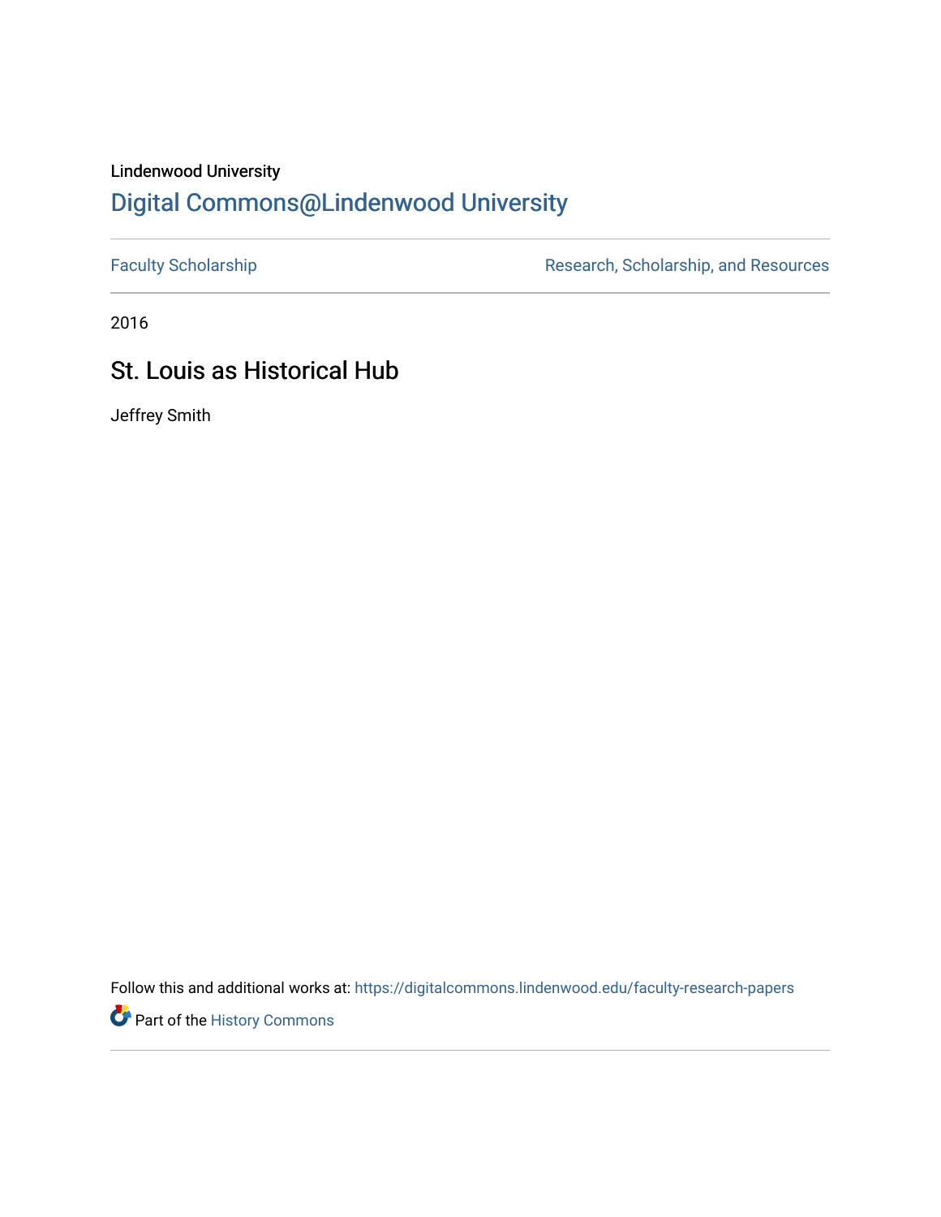Lindenwood University

# Digital Commons@Lindenwood University

Faculty Scholarship | Research, Scholarship, and Resources

2016

## St. Louis as Historical Hub

Jeffrey Smith

Follow this and additional works at: https://digitalcommons.lindenwood.edu/faculty-research-papers

Part of the History Commons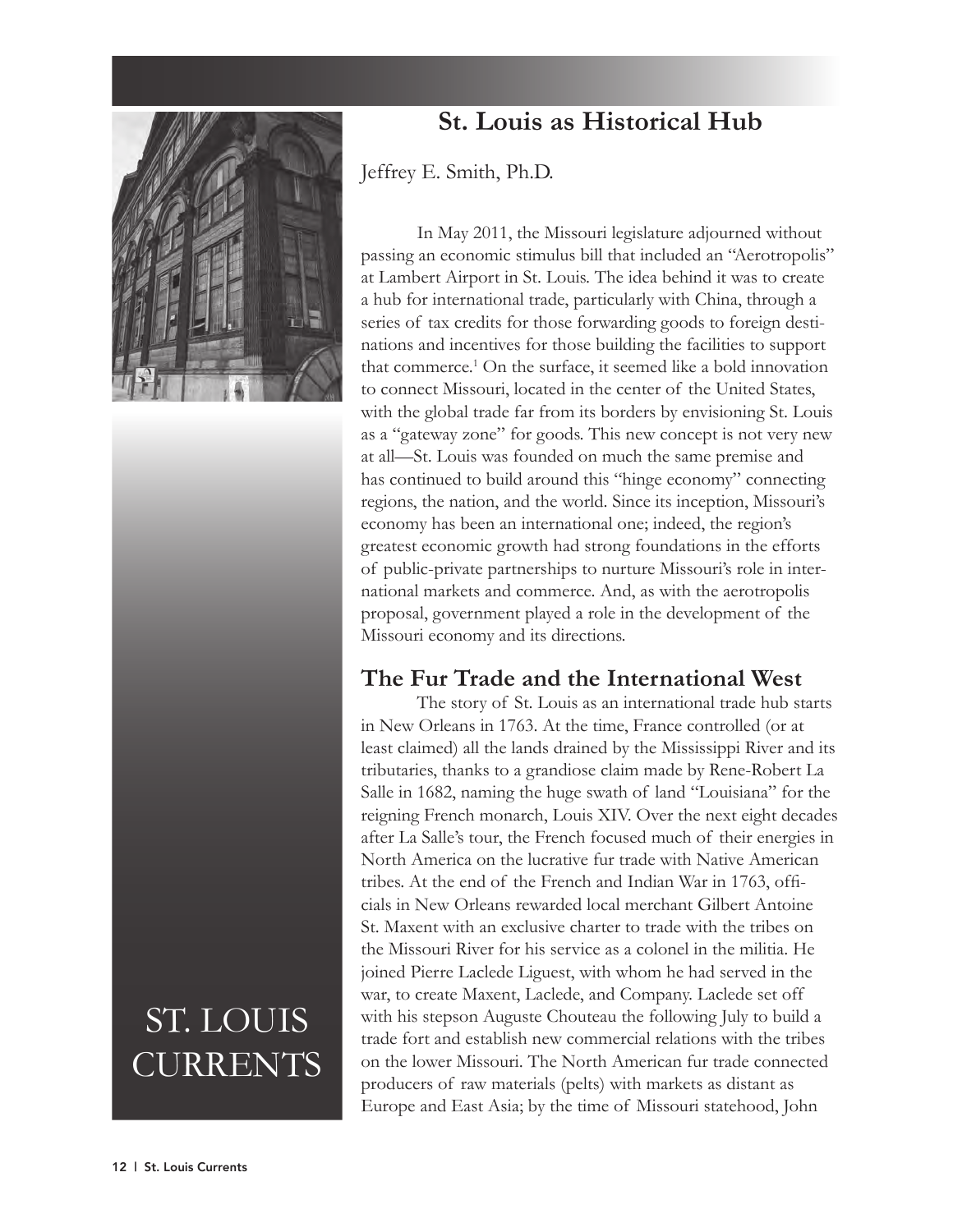## St. Louis as Historical Hub

Jeffrey E. Smith, Ph.D.

In May 2011, the Missouri legislature adjourned without passing an economic stimulus bill that included an "Aerotropolis" at Lambert Airport in St. Louis. The idea behind it was to create a hub for international trade, particularly with China, through a series of tax credits for those forwarding goods to foreign destinations and incentives for those building the facilities to support that commerce.[1] On the surface, it seemed like a bold innovation to connect Missouri, located in the center of the United States, with the global trade far from its borders by envisioning St. Louis as a "gateway zone" for goods. This new concept is not very new at all—St. Louis was founded on much the same premise and has continued to build around this "hinge economy" connecting regions, the nation, and the world. Since its inception, Missouri's economy has been an international one; indeed, the region's greatest economic growth had strong foundations in the efforts of public-private partnerships to nurture Missouri's role in international markets and commerce. And, as with the aerotropolis proposal, government played a role in the development of the Missouri economy and its directions.

### The Fur Trade and the International West

The story of St. Louis as an international trade hub starts in New Orleans in 1763. At the time, France controlled (or at least claimed) all the lands drained by the Mississippi River and its tributaries, thanks to a grandiose claim made by Rene-Robert La Salle in 1682, naming the huge swath of land "Louisiana" for the reigning French monarch, Louis XIV. Over the next eight decades after La Salle's tour, the French focused much of their energies in North America on the lucrative fur trade with Native American tribes. At the end of the French and Indian War in 1763, officials in New Orleans rewarded local merchant Gilbert Antoine St. Maxent with an exclusive charter to trade with the tribes on the Missouri River for his service as a colonel in the militia. He joined Pierre Laclede Liguest, with whom he had served in the war, to create Maxent, Laclede, and Company. Laclede set off with his stepson Auguste Chouteau the following July to build a trade fort and establish new commercial relations with the tribes on the lower Missouri. The North American fur trade connected producers of raw materials (pelts) with markets as distant as Europe and East Asia; by the time of Missouri statehood, John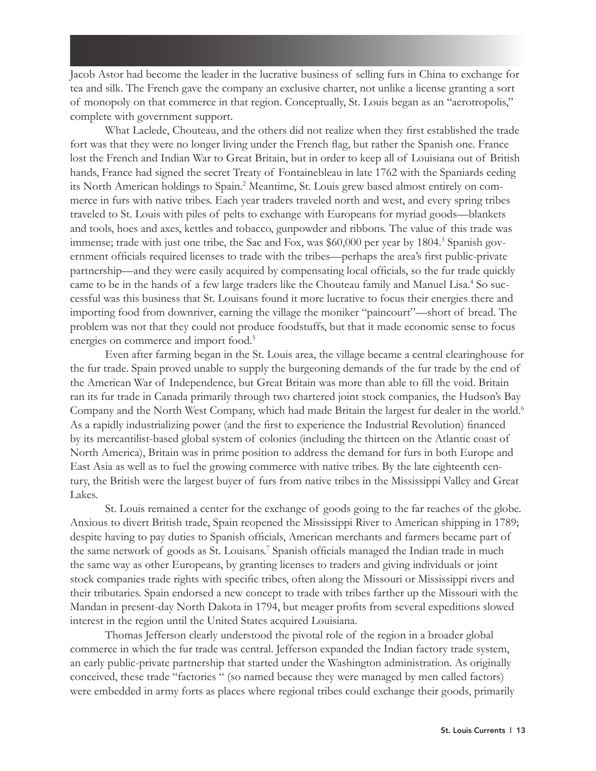Jacob Astor had become the leader in the lucrative business of selling furs in China to exchange for tea and silk. The French gave the company an exclusive charter, not unlike a license granting a sort of monopoly on that commerce in that region. Conceptually, St. Louis began as an "aerotropolis," complete with government support.

What Laclede, Chouteau, and the others did not realize when they first established the trade fort was that they were no longer living under the French flag, but rather the Spanish one. France lost the French and Indian War to Great Britain, but in order to keep all of Louisiana out of British hands, France had signed the secret Treaty of Fontainebleau in late 1762 with the Spaniards ceding its North American holdings to Spain.[2] Meantime, St. Louis grew based almost entirely on commerce in furs with native tribes. Each year traders traveled north and west, and every spring tribes traveled to St. Louis with piles of pelts to exchange with Europeans for myriad goods—blankets and tools, hoes and axes, kettles and tobacco, gunpowder and ribbons. The value of this trade was immense; trade with just one tribe, the Sac and Fox, was $60,000 per year by 1804.[3] Spanish government officials required licenses to trade with the tribes—perhaps the area's first public-private partnership—and they were easily acquired by compensating local officials, so the fur trade quickly came to be in the hands of a few large traders like the Chouteau family and Manuel Lisa.[4] So successful was this business that St. Louisans found it more lucrative to focus their energies there and importing food from downriver, earning the village the moniker "paincourt"—short of bread. The problem was not that they could not produce foodstuffs, but that it made economic sense to focus energies on commerce and import food.[5]

Even after farming began in the St. Louis area, the village became a central clearinghouse for the fur trade. Spain proved unable to supply the burgeoning demands of the fur trade by the end of the American War of Independence, but Great Britain was more than able to fill the void. Britain ran its fur trade in Canada primarily through two chartered joint stock companies, the Hudson's Bay Company and the North West Company, which had made Britain the largest fur dealer in the world.[6] As a rapidly industrializing power (and the first to experience the Industrial Revolution) financed by its mercantilist-based global system of colonies (including the thirteen on the Atlantic coast of North America), Britain was in prime position to address the demand for furs in both Europe and East Asia as well as to fuel the growing commerce with native tribes. By the late eighteenth century, the British were the largest buyer of furs from native tribes in the Mississippi Valley and Great Lakes.

St. Louis remained a center for the exchange of goods going to the far reaches of the globe. Anxious to divert British trade, Spain reopened the Mississippi River to American shipping in 1789; despite having to pay duties to Spanish officials, American merchants and farmers became part of the same network of goods as St. Louisans.[7] Spanish officials managed the Indian trade in much the same way as other Europeans, by granting licenses to traders and giving individuals or joint stock companies trade rights with specific tribes, often along the Missouri or Mississippi rivers and their tributaries. Spain endorsed a new concept to trade with tribes farther up the Missouri with the Mandan in present-day North Dakota in 1794, but meager profits from several expeditions slowed interest in the region until the United States acquired Louisiana.

Thomas Jefferson clearly understood the pivotal role of the region in a broader global commerce in which the fur trade was central. Jefferson expanded the Indian factory trade system, an early public-private partnership that started under the Washington administration. As originally conceived, these trade "factories " (so named because they were managed by men called factors) were embedded in army forts as places where regional tribes could exchange their goods, primarily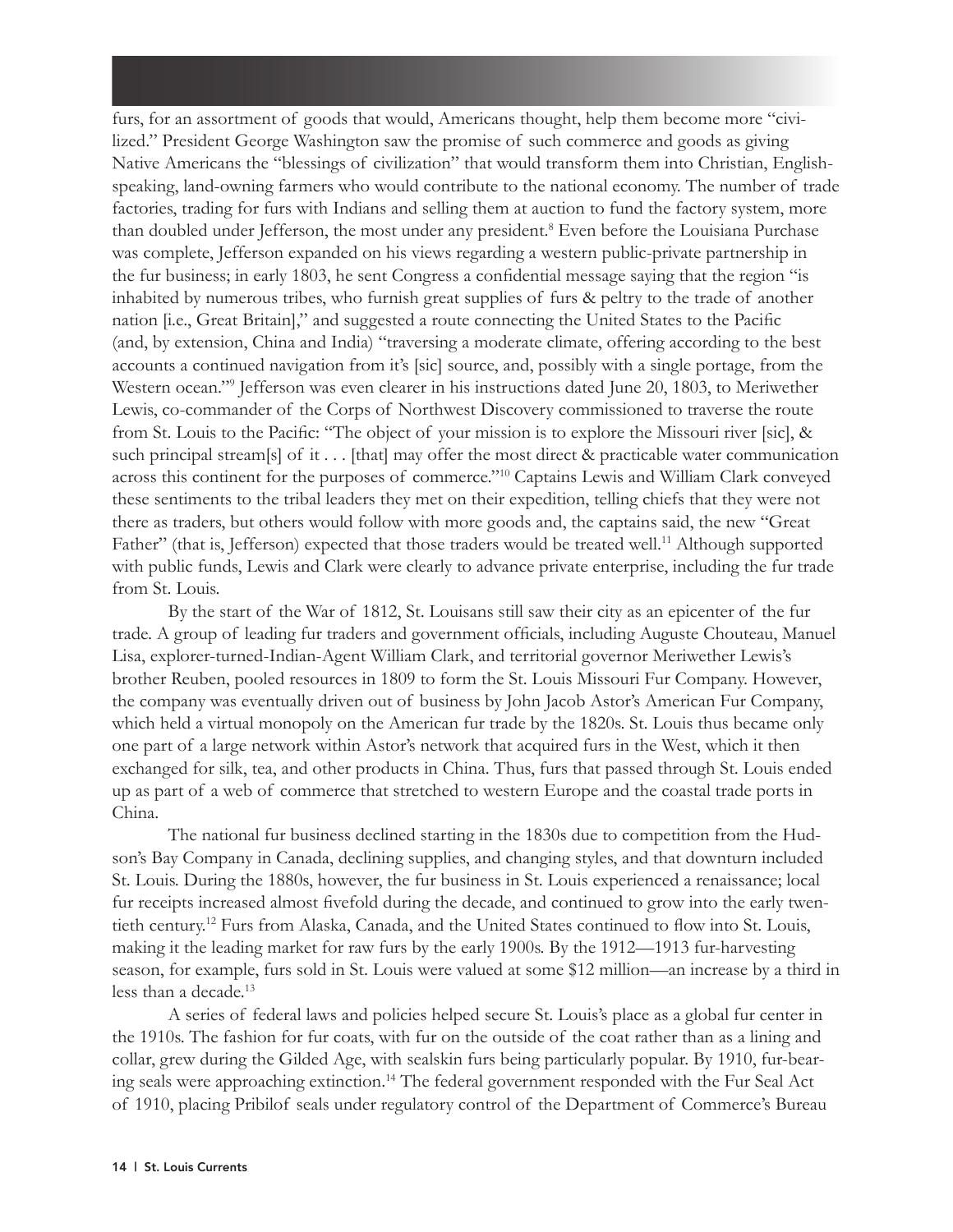furs, for an assortment of goods that would, Americans thought, help them become more "civilized." President George Washington saw the promise of such commerce and goods as giving Native Americans the "blessings of civilization" that would transform them into Christian, English-speaking, land-owning farmers who would contribute to the national economy. The number of trade factories, trading for furs with Indians and selling them at auction to fund the factory system, more than doubled under Jefferson, the most under any president.[8] Even before the Louisiana Purchase was complete, Jefferson expanded on his views regarding a western public-private partnership in the fur business; in early 1803, he sent Congress a confidential message saying that the region "is inhabited by numerous tribes, who furnish great supplies of furs & peltry to the trade of another nation [i.e., Great Britain]," and suggested a route connecting the United States to the Pacific (and, by extension, China and India) "traversing a moderate climate, offering according to the best accounts a continued navigation from it's [sic] source, and, possibly with a single portage, from the Western ocean."[9] Jefferson was even clearer in his instructions dated June 20, 1803, to Meriwether Lewis, co-commander of the Corps of Northwest Discovery commissioned to traverse the route from St. Louis to the Pacific: "The object of your mission is to explore the Missouri river [sic], & such principal stream[s] of it . . . [that] may offer the most direct & practicable water communication across this continent for the purposes of commerce."[10] Captains Lewis and William Clark conveyed these sentiments to the tribal leaders they met on their expedition, telling chiefs that they were not there as traders, but others would follow with more goods and, the captains said, the new "Great Father" (that is, Jefferson) expected that those traders would be treated well.[11] Although supported with public funds, Lewis and Clark were clearly to advance private enterprise, including the fur trade from St. Louis.

By the start of the War of 1812, St. Louisans still saw their city as an epicenter of the fur trade. A group of leading fur traders and government officials, including Auguste Chouteau, Manuel Lisa, explorer-turned-Indian-Agent William Clark, and territorial governor Meriwether Lewis's brother Reuben, pooled resources in 1809 to form the St. Louis Missouri Fur Company. However, the company was eventually driven out of business by John Jacob Astor's American Fur Company, which held a virtual monopoly on the American fur trade by the 1820s. St. Louis thus became only one part of a large network within Astor's network that acquired furs in the West, which it then exchanged for silk, tea, and other products in China. Thus, furs that passed through St. Louis ended up as part of a web of commerce that stretched to western Europe and the coastal trade ports in China.

The national fur business declined starting in the 1830s due to competition from the Hudson's Bay Company in Canada, declining supplies, and changing styles, and that downturn included St. Louis. During the 1880s, however, the fur business in St. Louis experienced a renaissance; local fur receipts increased almost fivefold during the decade, and continued to grow into the early twentieth century.[12] Furs from Alaska, Canada, and the United States continued to flow into St. Louis, making it the leading market for raw furs by the early 1900s. By the 1912—1913 fur-harvesting season, for example, furs sold in St. Louis were valued at some $12 million—an increase by a third in less than a decade.[13]

A series of federal laws and policies helped secure St. Louis's place as a global fur center in the 1910s. The fashion for fur coats, with fur on the outside of the coat rather than as a lining and collar, grew during the Gilded Age, with sealskin furs being particularly popular. By 1910, fur-bearing seals were approaching extinction.[14] The federal government responded with the Fur Seal Act of 1910, placing Pribilof seals under regulatory control of the Department of Commerce's Bureau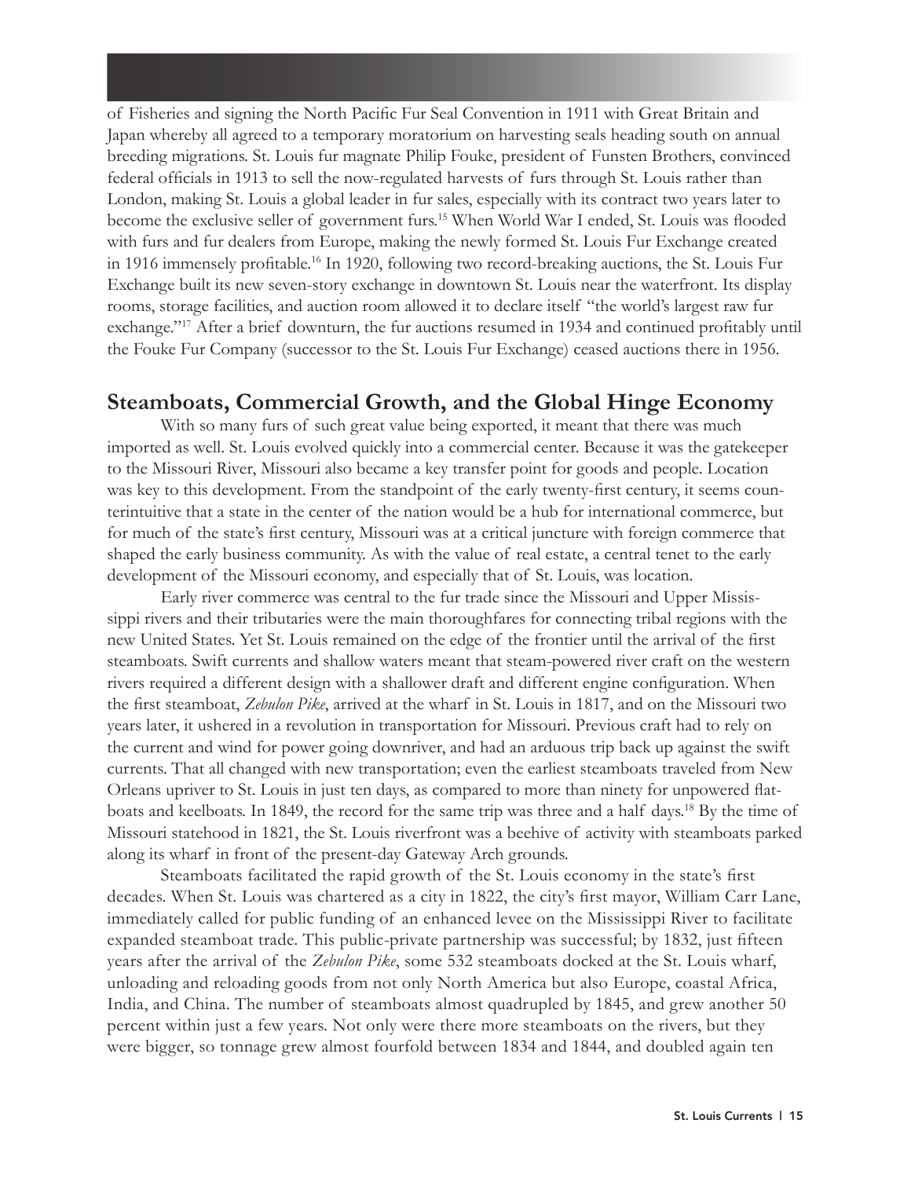of Fisheries and signing the North Pacific Fur Seal Convention in 1911 with Great Britain and Japan whereby all agreed to a temporary moratorium on harvesting seals heading south on annual breeding migrations. St. Louis fur magnate Philip Fouke, president of Funsten Brothers, convinced federal officials in 1913 to sell the now-regulated harvests of furs through St. Louis rather than London, making St. Louis a global leader in fur sales, especially with its contract two years later to become the exclusive seller of government furs.[15] When World War I ended, St. Louis was flooded with furs and fur dealers from Europe, making the newly formed St. Louis Fur Exchange created in 1916 immensely profitable.[16] In 1920, following two record-breaking auctions, the St. Louis Fur Exchange built its new seven-story exchange in downtown St. Louis near the waterfront. Its display rooms, storage facilities, and auction room allowed it to declare itself "the world's largest raw fur exchange."[17] After a brief downturn, the fur auctions resumed in 1934 and continued profitably until the Fouke Fur Company (successor to the St. Louis Fur Exchange) ceased auctions there in 1956.

## Steamboats, Commercial Growth, and the Global Hinge Economy

With so many furs of such great value being exported, it meant that there was much imported as well. St. Louis evolved quickly into a commercial center. Because it was the gatekeeper to the Missouri River, Missouri also became a key transfer point for goods and people. Location was key to this development. From the standpoint of the early twenty-first century, it seems counterintuitive that a state in the center of the nation would be a hub for international commerce, but for much of the state's first century, Missouri was at a critical juncture with foreign commerce that shaped the early business community. As with the value of real estate, a central tenet to the early development of the Missouri economy, and especially that of St. Louis, was location.

Early river commerce was central to the fur trade since the Missouri and Upper Mississippi rivers and their tributaries were the main thoroughfares for connecting tribal regions with the new United States. Yet St. Louis remained on the edge of the frontier until the arrival of the first steamboats. Swift currents and shallow waters meant that steam-powered river craft on the western rivers required a different design with a shallower draft and different engine configuration. When the first steamboat, *Zebulon Pike*, arrived at the wharf in St. Louis in 1817, and on the Missouri two years later, it ushered in a revolution in transportation for Missouri. Previous craft had to rely on the current and wind for power going downriver, and had an arduous trip back up against the swift currents. That all changed with new transportation; even the earliest steamboats traveled from New Orleans upriver to St. Louis in just ten days, as compared to more than ninety for unpowered flatboats and keelboats. In 1849, the record for the same trip was three and a half days.[18] By the time of Missouri statehood in 1821, the St. Louis riverfront was a beehive of activity with steamboats parked along its wharf in front of the present-day Gateway Arch grounds.

Steamboats facilitated the rapid growth of the St. Louis economy in the state's first decades. When St. Louis was chartered as a city in 1822, the city's first mayor, William Carr Lane, immediately called for public funding of an enhanced levee on the Mississippi River to facilitate expanded steamboat trade. This public-private partnership was successful; by 1832, just fifteen years after the arrival of the *Zebulon Pike*, some 532 steamboats docked at the St. Louis wharf, unloading and reloading goods from not only North America but also Europe, coastal Africa, India, and China. The number of steamboats almost quadrupled by 1845, and grew another 50 percent within just a few years. Not only were there more steamboats on the rivers, but they were bigger, so tonnage grew almost fourfold between 1834 and 1844, and doubled again ten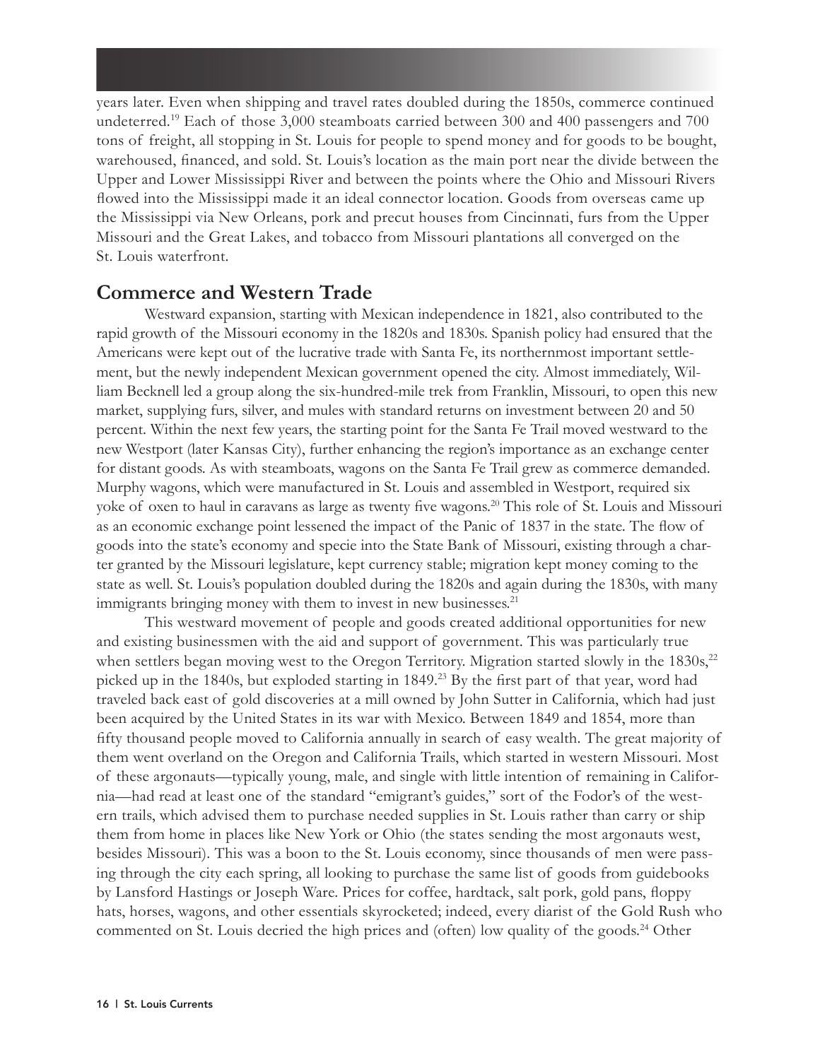years later. Even when shipping and travel rates doubled during the 1850s, commerce continued undeterred.[19] Each of those 3,000 steamboats carried between 300 and 400 passengers and 700 tons of freight, all stopping in St. Louis for people to spend money and for goods to be bought, warehoused, financed, and sold. St. Louis's location as the main port near the divide between the Upper and Lower Mississippi River and between the points where the Ohio and Missouri Rivers flowed into the Mississippi made it an ideal connector location. Goods from overseas came up the Mississippi via New Orleans, pork and precut houses from Cincinnati, furs from the Upper Missouri and the Great Lakes, and tobacco from Missouri plantations all converged on the St. Louis waterfront.

## Commerce and Western Trade

Westward expansion, starting with Mexican independence in 1821, also contributed to the rapid growth of the Missouri economy in the 1820s and 1830s. Spanish policy had ensured that the Americans were kept out of the lucrative trade with Santa Fe, its northernmost important settlement, but the newly independent Mexican government opened the city. Almost immediately, William Becknell led a group along the six-hundred-mile trek from Franklin, Missouri, to open this new market, supplying furs, silver, and mules with standard returns on investment between 20 and 50 percent. Within the next few years, the starting point for the Santa Fe Trail moved westward to the new Westport (later Kansas City), further enhancing the region's importance as an exchange center for distant goods. As with steamboats, wagons on the Santa Fe Trail grew as commerce demanded. Murphy wagons, which were manufactured in St. Louis and assembled in Westport, required six yoke of oxen to haul in caravans as large as twenty five wagons.[20] This role of St. Louis and Missouri as an economic exchange point lessened the impact of the Panic of 1837 in the state. The flow of goods into the state's economy and specie into the State Bank of Missouri, existing through a charter granted by the Missouri legislature, kept currency stable; migration kept money coming to the state as well. St. Louis's population doubled during the 1820s and again during the 1830s, with many immigrants bringing money with them to invest in new businesses.[21]

This westward movement of people and goods created additional opportunities for new and existing businessmen with the aid and support of government. This was particularly true when settlers began moving west to the Oregon Territory. Migration started slowly in the 1830s,[22] picked up in the 1840s, but exploded starting in 1849.[23] By the first part of that year, word had traveled back east of gold discoveries at a mill owned by John Sutter in California, which had just been acquired by the United States in its war with Mexico. Between 1849 and 1854, more than fifty thousand people moved to California annually in search of easy wealth. The great majority of them went overland on the Oregon and California Trails, which started in western Missouri. Most of these argonauts—typically young, male, and single with little intention of remaining in California—had read at least one of the standard "emigrant's guides," sort of the Fodor's of the western trails, which advised them to purchase needed supplies in St. Louis rather than carry or ship them from home in places like New York or Ohio (the states sending the most argonauts west, besides Missouri). This was a boon to the St. Louis economy, since thousands of men were passing through the city each spring, all looking to purchase the same list of goods from guidebooks by Lansford Hastings or Joseph Ware. Prices for coffee, hardtack, salt pork, gold pans, floppy hats, horses, wagons, and other essentials skyrocketed; indeed, every diarist of the Gold Rush who commented on St. Louis decried the high prices and (often) low quality of the goods.[24] Other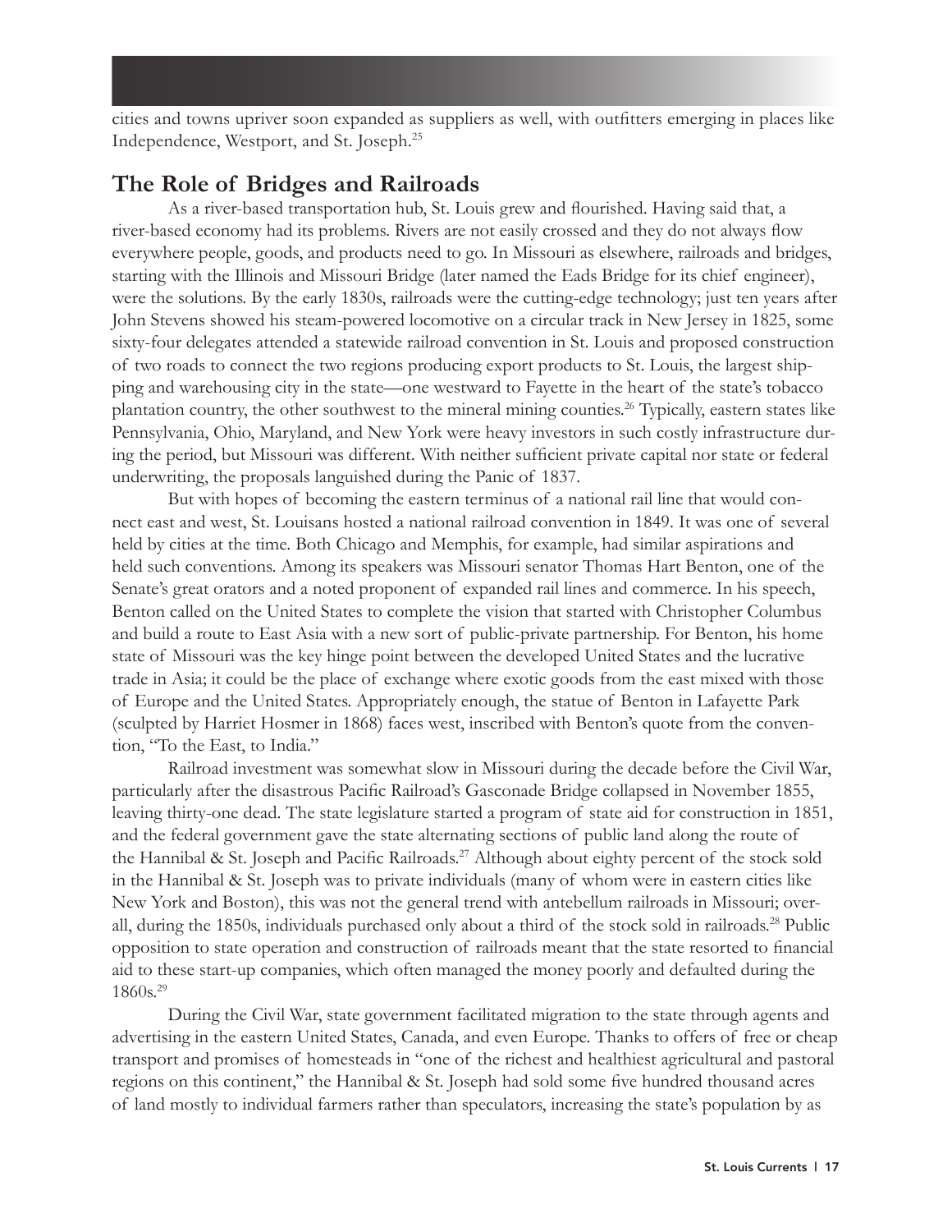cities and towns upriver soon expanded as suppliers as well, with outfitters emerging in places like Independence, Westport, and St. Joseph.[25]

## The Role of Bridges and Railroads

As a river-based transportation hub, St. Louis grew and flourished. Having said that, a river-based economy had its problems. Rivers are not easily crossed and they do not always flow everywhere people, goods, and products need to go. In Missouri as elsewhere, railroads and bridges, starting with the Illinois and Missouri Bridge (later named the Eads Bridge for its chief engineer), were the solutions. By the early 1830s, railroads were the cutting-edge technology; just ten years after John Stevens showed his steam-powered locomotive on a circular track in New Jersey in 1825, some sixty-four delegates attended a statewide railroad convention in St. Louis and proposed construction of two roads to connect the two regions producing export products to St. Louis, the largest shipping and warehousing city in the state—one westward to Fayette in the heart of the state's tobacco plantation country, the other southwest to the mineral mining counties.[26] Typically, eastern states like Pennsylvania, Ohio, Maryland, and New York were heavy investors in such costly infrastructure during the period, but Missouri was different. With neither sufficient private capital nor state or federal underwriting, the proposals languished during the Panic of 1837.

But with hopes of becoming the eastern terminus of a national rail line that would connect east and west, St. Louisans hosted a national railroad convention in 1849. It was one of several held by cities at the time. Both Chicago and Memphis, for example, had similar aspirations and held such conventions. Among its speakers was Missouri senator Thomas Hart Benton, one of the Senate's great orators and a noted proponent of expanded rail lines and commerce. In his speech, Benton called on the United States to complete the vision that started with Christopher Columbus and build a route to East Asia with a new sort of public-private partnership. For Benton, his home state of Missouri was the key hinge point between the developed United States and the lucrative trade in Asia; it could be the place of exchange where exotic goods from the east mixed with those of Europe and the United States. Appropriately enough, the statue of Benton in Lafayette Park (sculpted by Harriet Hosmer in 1868) faces west, inscribed with Benton's quote from the convention, "To the East, to India."

Railroad investment was somewhat slow in Missouri during the decade before the Civil War, particularly after the disastrous Pacific Railroad's Gasconade Bridge collapsed in November 1855, leaving thirty-one dead. The state legislature started a program of state aid for construction in 1851, and the federal government gave the state alternating sections of public land along the route of the Hannibal & St. Joseph and Pacific Railroads.[27] Although about eighty percent of the stock sold in the Hannibal & St. Joseph was to private individuals (many of whom were in eastern cities like New York and Boston), this was not the general trend with antebellum railroads in Missouri; overall, during the 1850s, individuals purchased only about a third of the stock sold in railroads.[28] Public opposition to state operation and construction of railroads meant that the state resorted to financial aid to these start-up companies, which often managed the money poorly and defaulted during the 1860s.[29]

During the Civil War, state government facilitated migration to the state through agents and advertising in the eastern United States, Canada, and even Europe. Thanks to offers of free or cheap transport and promises of homesteads in "one of the richest and healthiest agricultural and pastoral regions on this continent," the Hannibal & St. Joseph had sold some five hundred thousand acres of land mostly to individual farmers rather than speculators, increasing the state's population by as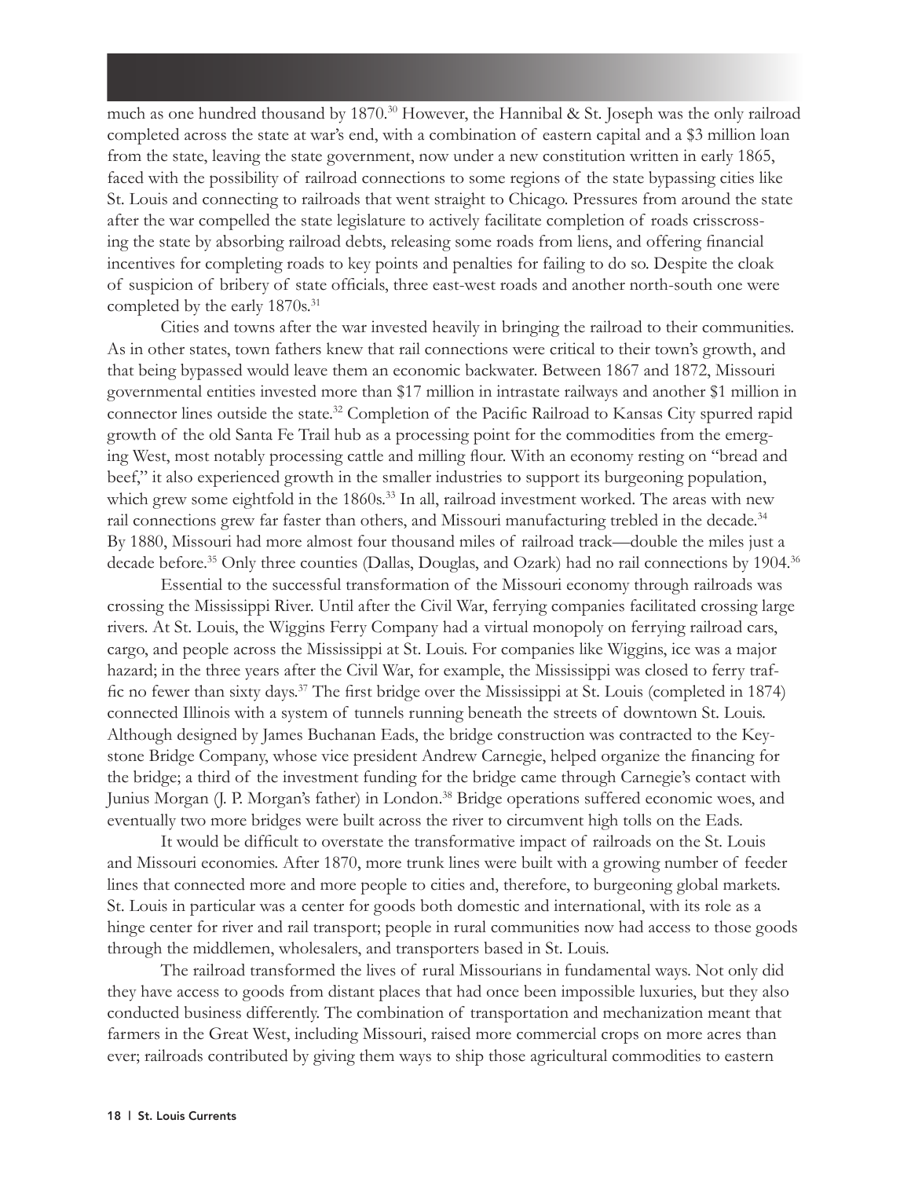much as one hundred thousand by 1870.[30] However, the Hannibal & St. Joseph was the only railroad completed across the state at war's end, with a combination of eastern capital and a $3 million loan from the state, leaving the state government, now under a new constitution written in early 1865, faced with the possibility of railroad connections to some regions of the state bypassing cities like St. Louis and connecting to railroads that went straight to Chicago. Pressures from around the state after the war compelled the state legislature to actively facilitate completion of roads crisscrossing the state by absorbing railroad debts, releasing some roads from liens, and offering financial incentives for completing roads to key points and penalties for failing to do so. Despite the cloak of suspicion of bribery of state officials, three east-west roads and another north-south one were completed by the early 1870s.[31]

Cities and towns after the war invested heavily in bringing the railroad to their communities. As in other states, town fathers knew that rail connections were critical to their town's growth, and that being bypassed would leave them an economic backwater. Between 1867 and 1872, Missouri governmental entities invested more than $17 million in intrastate railways and another $1 million in connector lines outside the state.[32] Completion of the Pacific Railroad to Kansas City spurred rapid growth of the old Santa Fe Trail hub as a processing point for the commodities from the emerging West, most notably processing cattle and milling flour. With an economy resting on "bread and beef," it also experienced growth in the smaller industries to support its burgeoning population, which grew some eightfold in the 1860s.[33] In all, railroad investment worked. The areas with new rail connections grew far faster than others, and Missouri manufacturing trebled in the decade.[34] By 1880, Missouri had more almost four thousand miles of railroad track—double the miles just a decade before.[35] Only three counties (Dallas, Douglas, and Ozark) had no rail connections by 1904.[36]

Essential to the successful transformation of the Missouri economy through railroads was crossing the Mississippi River. Until after the Civil War, ferrying companies facilitated crossing large rivers. At St. Louis, the Wiggins Ferry Company had a virtual monopoly on ferrying railroad cars, cargo, and people across the Mississippi at St. Louis. For companies like Wiggins, ice was a major hazard; in the three years after the Civil War, for example, the Mississippi was closed to ferry traffic no fewer than sixty days.[37] The first bridge over the Mississippi at St. Louis (completed in 1874) connected Illinois with a system of tunnels running beneath the streets of downtown St. Louis. Although designed by James Buchanan Eads, the bridge construction was contracted to the Keystone Bridge Company, whose vice president Andrew Carnegie, helped organize the financing for the bridge; a third of the investment funding for the bridge came through Carnegie's contact with Junius Morgan (J. P. Morgan's father) in London.[38] Bridge operations suffered economic woes, and eventually two more bridges were built across the river to circumvent high tolls on the Eads.

It would be difficult to overstate the transformative impact of railroads on the St. Louis and Missouri economies. After 1870, more trunk lines were built with a growing number of feeder lines that connected more and more people to cities and, therefore, to burgeoning global markets. St. Louis in particular was a center for goods both domestic and international, with its role as a hinge center for river and rail transport; people in rural communities now had access to those goods through the middlemen, wholesalers, and transporters based in St. Louis.

The railroad transformed the lives of rural Missourians in fundamental ways. Not only did they have access to goods from distant places that had once been impossible luxuries, but they also conducted business differently. The combination of transportation and mechanization meant that farmers in the Great West, including Missouri, raised more commercial crops on more acres than ever; railroads contributed by giving them ways to ship those agricultural commodities to eastern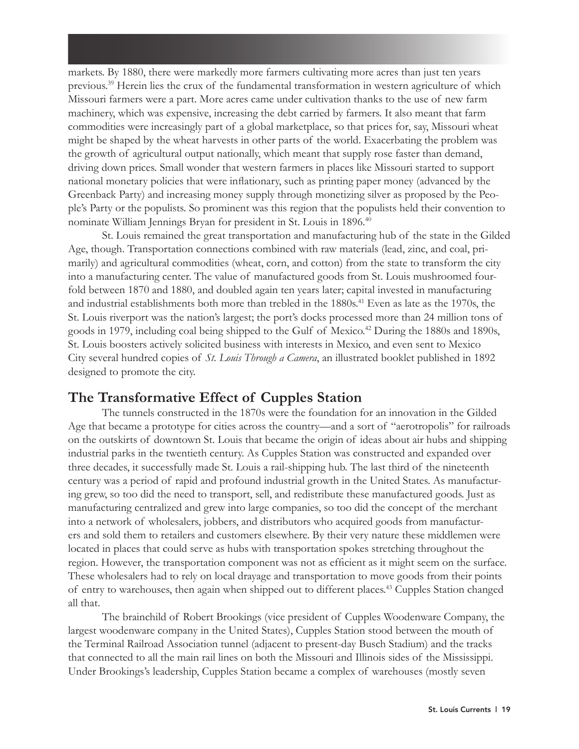markets. By 1880, there were markedly more farmers cultivating more acres than just ten years previous.[39] Herein lies the crux of the fundamental transformation in western agriculture of which Missouri farmers were a part. More acres came under cultivation thanks to the use of new farm machinery, which was expensive, increasing the debt carried by farmers. It also meant that farm commodities were increasingly part of a global marketplace, so that prices for, say, Missouri wheat might be shaped by the wheat harvests in other parts of the world. Exacerbating the problem was the growth of agricultural output nationally, which meant that supply rose faster than demand, driving down prices. Small wonder that western farmers in places like Missouri started to support national monetary policies that were inflationary, such as printing paper money (advanced by the Greenback Party) and increasing money supply through monetizing silver as proposed by the People's Party or the populists. So prominent was this region that the populists held their convention to nominate William Jennings Bryan for president in St. Louis in 1896.[40]

St. Louis remained the great transportation and manufacturing hub of the state in the Gilded Age, though. Transportation connections combined with raw materials (lead, zinc, and coal, primarily) and agricultural commodities (wheat, corn, and cotton) from the state to transform the city into a manufacturing center. The value of manufactured goods from St. Louis mushroomed fourfold between 1870 and 1880, and doubled again ten years later; capital invested in manufacturing and industrial establishments both more than trebled in the 1880s.[41] Even as late as the 1970s, the St. Louis riverport was the nation's largest; the port's docks processed more than 24 million tons of goods in 1979, including coal being shipped to the Gulf of Mexico.[42] During the 1880s and 1890s, St. Louis boosters actively solicited business with interests in Mexico, and even sent to Mexico City several hundred copies of *St. Louis Through a Camera*, an illustrated booklet published in 1892 designed to promote the city.

## The Transformative Effect of Cupples Station

The tunnels constructed in the 1870s were the foundation for an innovation in the Gilded Age that became a prototype for cities across the country—and a sort of "aerotropolis" for railroads on the outskirts of downtown St. Louis that became the origin of ideas about air hubs and shipping industrial parks in the twentieth century. As Cupples Station was constructed and expanded over three decades, it successfully made St. Louis a rail-shipping hub. The last third of the nineteenth century was a period of rapid and profound industrial growth in the United States. As manufacturing grew, so too did the need to transport, sell, and redistribute these manufactured goods. Just as manufacturing centralized and grew into large companies, so too did the concept of the merchant into a network of wholesalers, jobbers, and distributors who acquired goods from manufacturers and sold them to retailers and customers elsewhere. By their very nature these middlemen were located in places that could serve as hubs with transportation spokes stretching throughout the region. However, the transportation component was not as efficient as it might seem on the surface. These wholesalers had to rely on local drayage and transportation to move goods from their points of entry to warehouses, then again when shipped out to different places.[43] Cupples Station changed all that.

The brainchild of Robert Brookings (vice president of Cupples Woodenware Company, the largest woodenware company in the United States), Cupples Station stood between the mouth of the Terminal Railroad Association tunnel (adjacent to present-day Busch Stadium) and the tracks that connected to all the main rail lines on both the Missouri and Illinois sides of the Mississippi. Under Brookings's leadership, Cupples Station became a complex of warehouses (mostly seven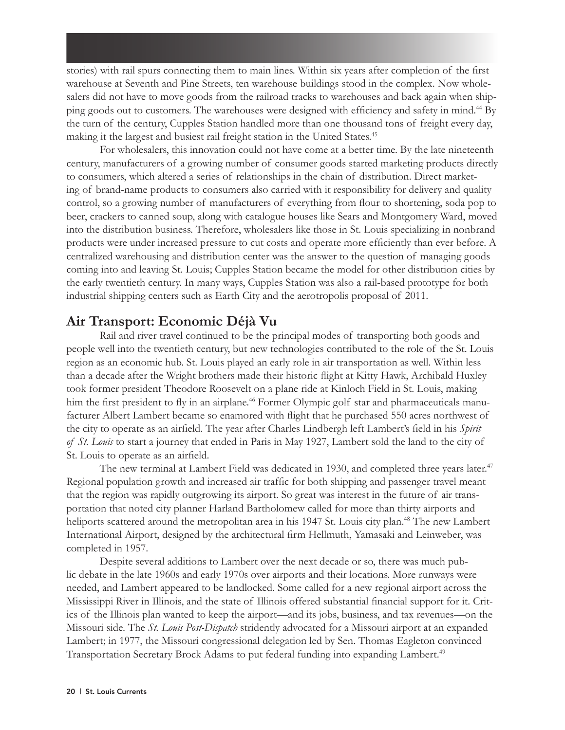stories) with rail spurs connecting them to main lines. Within six years after completion of the first warehouse at Seventh and Pine Streets, ten warehouse buildings stood in the complex. Now wholesalers did not have to move goods from the railroad tracks to warehouses and back again when shipping goods out to customers. The warehouses were designed with efficiency and safety in mind.[44] By the turn of the century, Cupples Station handled more than one thousand tons of freight every day, making it the largest and busiest rail freight station in the United States.[45]

For wholesalers, this innovation could not have come at a better time. By the late nineteenth century, manufacturers of a growing number of consumer goods started marketing products directly to consumers, which altered a series of relationships in the chain of distribution. Direct marketing of brand-name products to consumers also carried with it responsibility for delivery and quality control, so a growing number of manufacturers of everything from flour to shortening, soda pop to beer, crackers to canned soup, along with catalogue houses like Sears and Montgomery Ward, moved into the distribution business. Therefore, wholesalers like those in St. Louis specializing in nonbrand products were under increased pressure to cut costs and operate more efficiently than ever before. A centralized warehousing and distribution center was the answer to the question of managing goods coming into and leaving St. Louis; Cupples Station became the model for other distribution cities by the early twentieth century. In many ways, Cupples Station was also a rail-based prototype for both industrial shipping centers such as Earth City and the aerotropolis proposal of 2011.

## Air Transport: Economic Déjà Vu

Rail and river travel continued to be the principal modes of transporting both goods and people well into the twentieth century, but new technologies contributed to the role of the St. Louis region as an economic hub. St. Louis played an early role in air transportation as well. Within less than a decade after the Wright brothers made their historic flight at Kitty Hawk, Archibald Huxley took former president Theodore Roosevelt on a plane ride at Kinloch Field in St. Louis, making him the first president to fly in an airplane.[46] Former Olympic golf star and pharmaceuticals manufacturer Albert Lambert became so enamored with flight that he purchased 550 acres northwest of the city to operate as an airfield. The year after Charles Lindbergh left Lambert's field in his *Spirit of St. Louis* to start a journey that ended in Paris in May 1927, Lambert sold the land to the city of St. Louis to operate as an airfield.

The new terminal at Lambert Field was dedicated in 1930, and completed three years later.[47] Regional population growth and increased air traffic for both shipping and passenger travel meant that the region was rapidly outgrowing its airport. So great was interest in the future of air transportation that noted city planner Harland Bartholomew called for more than thirty airports and heliports scattered around the metropolitan area in his 1947 St. Louis city plan.[48] The new Lambert International Airport, designed by the architectural firm Hellmuth, Yamasaki and Leinweber, was completed in 1957.

Despite several additions to Lambert over the next decade or so, there was much public debate in the late 1960s and early 1970s over airports and their locations. More runways were needed, and Lambert appeared to be landlocked. Some called for a new regional airport across the Mississippi River in Illinois, and the state of Illinois offered substantial financial support for it. Critics of the Illinois plan wanted to keep the airport—and its jobs, business, and tax revenues—on the Missouri side. The *St. Louis Post-Dispatch* stridently advocated for a Missouri airport at an expanded Lambert; in 1977, the Missouri congressional delegation led by Sen. Thomas Eagleton convinced Transportation Secretary Brock Adams to put federal funding into expanding Lambert.[49]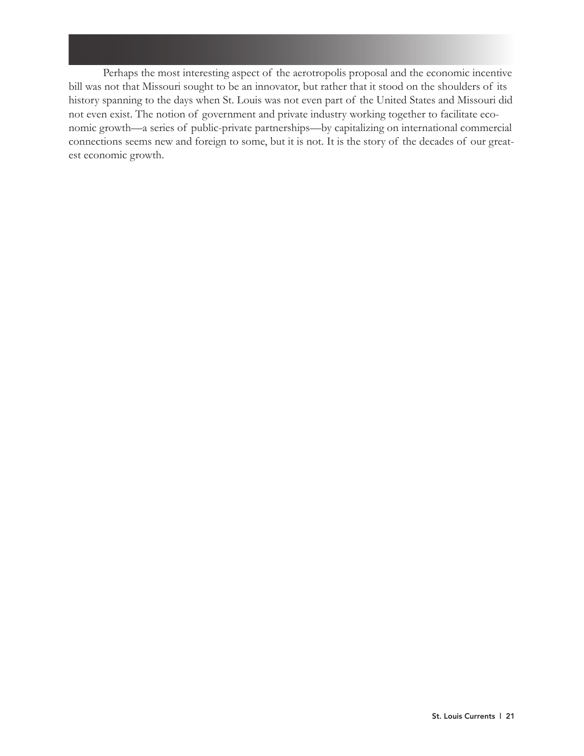Perhaps the most interesting aspect of the aerotropolis proposal and the economic incentive bill was not that Missouri sought to be an innovator, but rather that it stood on the shoulders of its history spanning to the days when St. Louis was not even part of the United States and Missouri did not even exist. The notion of government and private industry working together to facilitate economic growth—a series of public-private partnerships—by capitalizing on international commercial connections seems new and foreign to some, but it is not. It is the story of the decades of our greatest economic growth.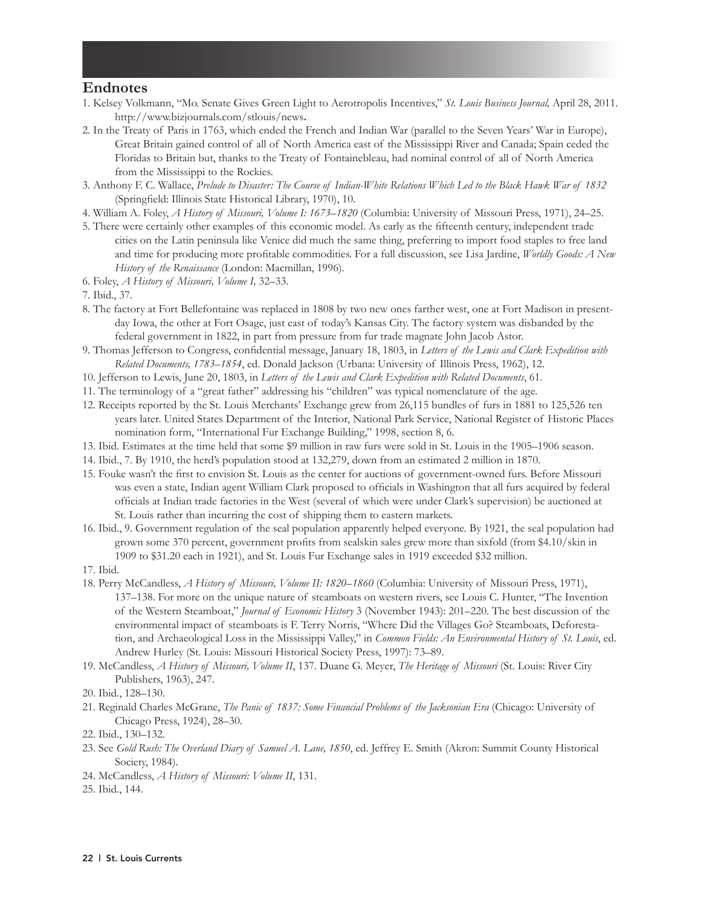## Endnotes

1. Kelsey Volkmann, "Mo. Senate Gives Green Light to Aerotropolis Incentives," *St. Louis Business Journal,* April 28, 2011. http://www.bizjournals.com/stlouis/news**.**
2. In the Treaty of Paris in 1763, which ended the French and Indian War (parallel to the Seven Years' War in Europe), Great Britain gained control of all of North America east of the Mississippi River and Canada; Spain ceded the Floridas to Britain but, thanks to the Treaty of Fontainebleau, had nominal control of all of North America from the Mississippi to the Rockies.
3. Anthony F. C. Wallace, *Prelude to Disaster: The Course of Indian-White Relations Which Led to the Black Hawk War of 1832* (Springfield: Illinois State Historical Library, 1970), 10.
4. William A. Foley, *A History of Missouri, Volume I: 1673–1820* (Columbia: University of Missouri Press, 1971), 24–25.
5. There were certainly other examples of this economic model. As early as the fifteenth century, independent trade cities on the Latin peninsula like Venice did much the same thing, preferring to import food staples to free land and time for producing more profitable commodities. For a full discussion, see Lisa Jardine, *Worldly Goods: A New History of the Renaissance* (London: Macmillan, 1996).
6. Foley, *A History of Missouri, Volume I,* 32–33.
7. Ibid., 37.
8. The factory at Fort Bellefontaine was replaced in 1808 by two new ones farther west, one at Fort Madison in present-day Iowa, the other at Fort Osage, just east of today's Kansas City. The factory system was disbanded by the federal government in 1822, in part from pressure from fur trade magnate John Jacob Astor.
9. Thomas Jefferson to Congress, confidential message, January 18, 1803, in *Letters of the Lewis and Clark Expedition with Related Documents, 1783–1854*, ed. Donald Jackson (Urbana: University of Illinois Press, 1962), 12.
10. Jefferson to Lewis, June 20, 1803, in *Letters of the Lewis and Clark Expedition with Related Documents*, 61.
11. The terminology of a "great father" addressing his "children" was typical nomenclature of the age.
12. Receipts reported by the St. Louis Merchants' Exchange grew from 26,115 bundles of furs in 1881 to 125,526 ten years later. United States Department of the Interior, National Park Service, National Register of Historic Places nomination form, "International Fur Exchange Building," 1998, section 8, 6.
13. Ibid. Estimates at the time held that some $9 million in raw furs were sold in St. Louis in the 1905–1906 season.
14. Ibid., 7. By 1910, the herd's population stood at 132,279, down from an estimated 2 million in 1870.
15. Fouke wasn't the first to envision St. Louis as the center for auctions of government-owned furs. Before Missouri was even a state, Indian agent William Clark proposed to officials in Washington that all furs acquired by federal officials at Indian trade factories in the West (several of which were under Clark's supervision) be auctioned at St. Louis rather than incurring the cost of shipping them to eastern markets.
16. Ibid., 9. Government regulation of the seal population apparently helped everyone. By 1921, the seal population had grown some 370 percent, government profits from sealskin sales grew more than sixfold (from $4.10/skin in 1909 to $31.20 each in 1921), and St. Louis Fur Exchange sales in 1919 exceeded $32 million.
17. Ibid.
18. Perry McCandless, *A History of Missouri, Volume II: 1820–1860* (Columbia: University of Missouri Press, 1971), 137–138. For more on the unique nature of steamboats on western rivers, see Louis C. Hunter, "The Invention of the Western Steamboat," *Journal of Economic History* 3 (November 1943): 201–220. The best discussion of the environmental impact of steamboats is F. Terry Norris, "Where Did the Villages Go? Steamboats, Deforestation, and Archaeological Loss in the Mississippi Valley," in *Common Fields: An Environmental History of St. Louis*, ed. Andrew Hurley (St. Louis: Missouri Historical Society Press, 1997): 73–89.
19. McCandless, *A History of Missouri, Volume II*, 137. Duane G. Meyer, *The Heritage of Missouri* (St. Louis: River City Publishers, 1963), 247.
20. Ibid., 128–130.
21. Reginald Charles McGrane, *The Panic of 1837: Some Financial Problems of the Jacksonian Era* (Chicago: University of Chicago Press, 1924), 28–30.
22. Ibid., 130–132.
23. See *Gold Rush: The Overland Diary of Samuel A. Lane, 1850*, ed. Jeffrey E. Smith (Akron: Summit County Historical Society, 1984).
24. McCandless, *A History of Missouri: Volume II*, 131.
25. Ibid., 144.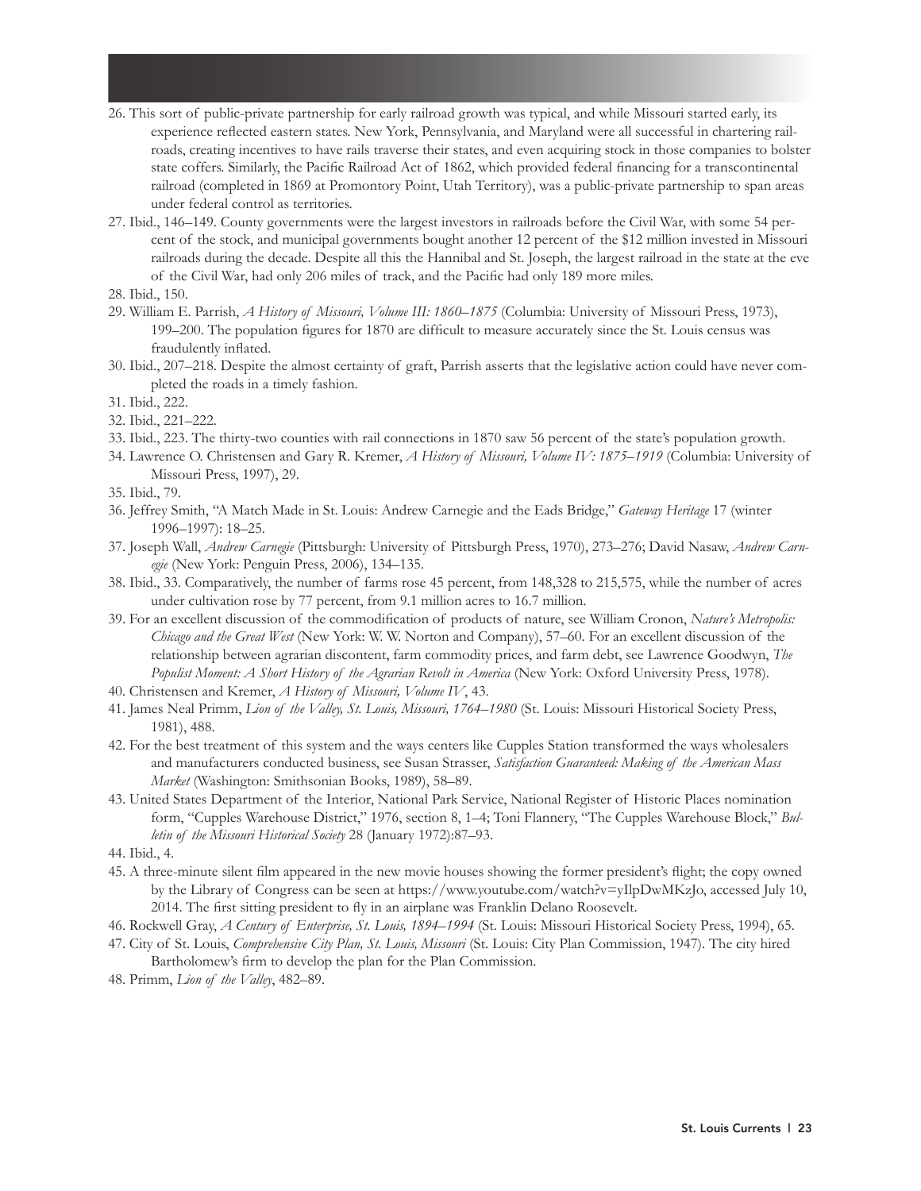26. This sort of public-private partnership for early railroad growth was typical, and while Missouri started early, its experience reflected eastern states. New York, Pennsylvania, and Maryland were all successful in chartering railroads, creating incentives to have rails traverse their states, and even acquiring stock in those companies to bolster state coffers. Similarly, the Pacific Railroad Act of 1862, which provided federal financing for a transcontinental railroad (completed in 1869 at Promontory Point, Utah Territory), was a public-private partnership to span areas under federal control as territories.
27. Ibid., 146–149. County governments were the largest investors in railroads before the Civil War, with some 54 percent of the stock, and municipal governments bought another 12 percent of the $12 million invested in Missouri railroads during the decade. Despite all this the Hannibal and St. Joseph, the largest railroad in the state at the eve of the Civil War, had only 206 miles of track, and the Pacific had only 189 more miles.
28. Ibid., 150.
29. William E. Parrish, *A History of Missouri, Volume III: 1860–1875* (Columbia: University of Missouri Press, 1973), 199–200. The population figures for 1870 are difficult to measure accurately since the St. Louis census was fraudulently inflated.
30. Ibid., 207–218. Despite the almost certainty of graft, Parrish asserts that the legislative action could have never completed the roads in a timely fashion.
31. Ibid., 222.
32. Ibid., 221–222.
33. Ibid., 223. The thirty-two counties with rail connections in 1870 saw 56 percent of the state's population growth.
34. Lawrence O. Christensen and Gary R. Kremer, *A History of Missouri, Volume IV: 1875–1919* (Columbia: University of Missouri Press, 1997), 29.
35. Ibid., 79.
36. Jeffrey Smith, "A Match Made in St. Louis: Andrew Carnegie and the Eads Bridge," *Gateway Heritage* 17 (winter 1996–1997): 18–25.
37. Joseph Wall, *Andrew Carnegie* (Pittsburgh: University of Pittsburgh Press, 1970), 273–276; David Nasaw, *Andrew Carnegie* (New York: Penguin Press, 2006), 134–135.
38. Ibid., 33. Comparatively, the number of farms rose 45 percent, from 148,328 to 215,575, while the number of acres under cultivation rose by 77 percent, from 9.1 million acres to 16.7 million.
39. For an excellent discussion of the commodification of products of nature, see William Cronon, *Nature's Metropolis: Chicago and the Great West* (New York: W. W. Norton and Company), 57–60. For an excellent discussion of the relationship between agrarian discontent, farm commodity prices, and farm debt, see Lawrence Goodwyn, *The Populist Moment: A Short History of the Agrarian Revolt in America* (New York: Oxford University Press, 1978).
40. Christensen and Kremer, *A History of Missouri, Volume IV*, 43.
41. James Neal Primm, *Lion of the Valley, St. Louis, Missouri, 1764–1980* (St. Louis: Missouri Historical Society Press, 1981), 488.
42. For the best treatment of this system and the ways centers like Cupples Station transformed the ways wholesalers and manufacturers conducted business, see Susan Strasser, *Satisfaction Guaranteed: Making of the American Mass Market* (Washington: Smithsonian Books, 1989), 58–89.
43. United States Department of the Interior, National Park Service, National Register of Historic Places nomination form, "Cupples Warehouse District," 1976, section 8, 1–4; Toni Flannery, "The Cupples Warehouse Block," *Bulletin of the Missouri Historical Society* 28 (January 1972):87–93.
44. Ibid., 4.
45. A three-minute silent film appeared in the new movie houses showing the former president's flight; the copy owned by the Library of Congress can be seen at https://www.youtube.com/watch?v=yIlpDwMKzJo, accessed July 10, 2014. The first sitting president to fly in an airplane was Franklin Delano Roosevelt.
46. Rockwell Gray, *A Century of Enterprise, St. Louis, 1894–1994* (St. Louis: Missouri Historical Society Press, 1994), 65.
47. City of St. Louis, *Comprehensive City Plan, St. Louis, Missouri* (St. Louis: City Plan Commission, 1947). The city hired Bartholomew's firm to develop the plan for the Plan Commission.
48. Primm, *Lion of the Valley*, 482–89.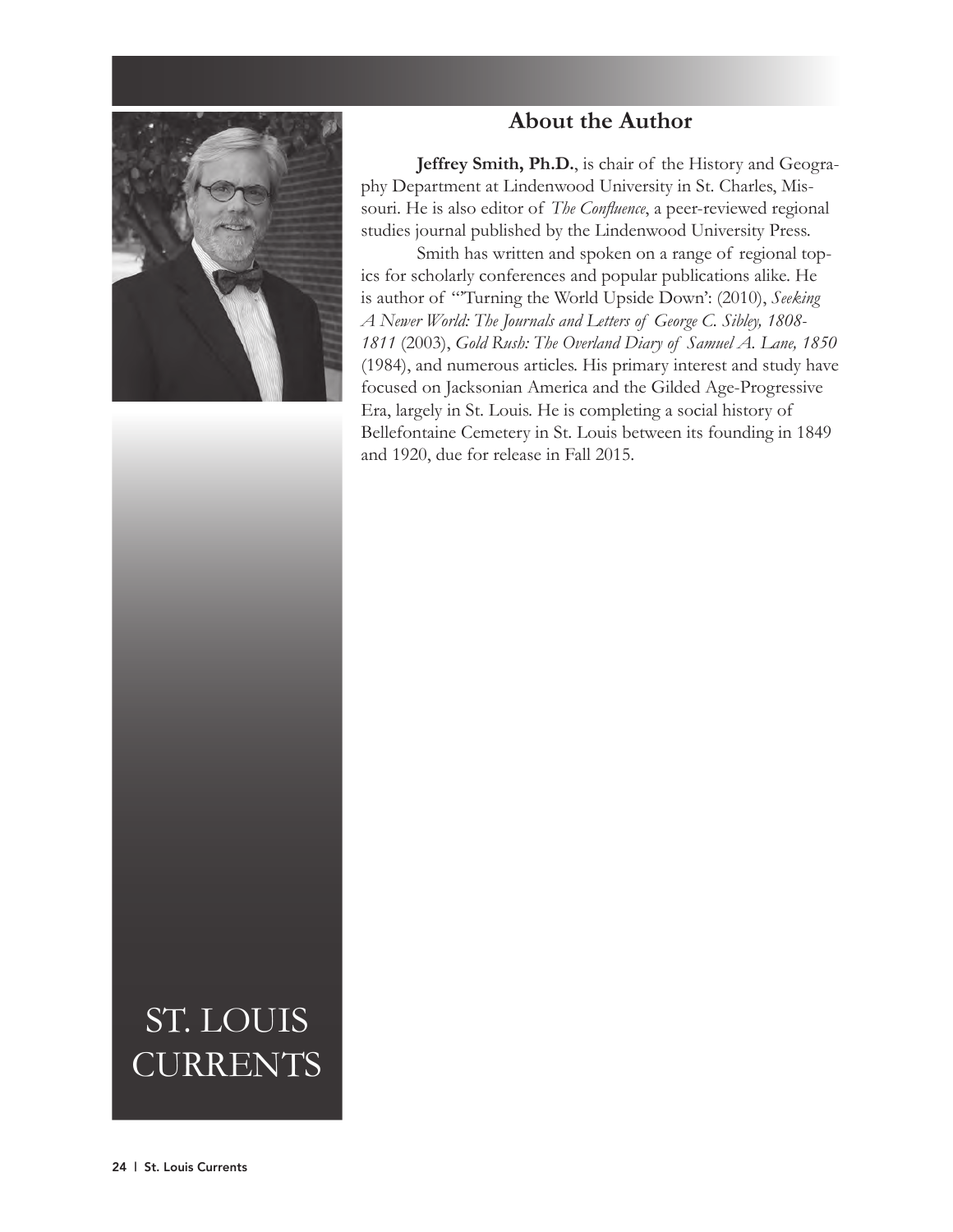## About the Author

**Jeffrey Smith, Ph.D.**, is chair of the History and Geography Department at Lindenwood University in St. Charles, Missouri. He is also editor of *The Confluence*, a peer-reviewed regional studies journal published by the Lindenwood University Press.

Smith has written and spoken on a range of regional topics for scholarly conferences and popular publications alike. He is author of "'Turning the World Upside Down': (2010), *Seeking A Newer World: The Journals and Letters of George C. Sibley, 1808-1811* (2003), *Gold Rush: The Overland Diary of Samuel A. Lane, 1850* (1984), and numerous articles. His primary interest and study have focused on Jacksonian America and the Gilded Age-Progressive Era, largely in St. Louis. He is completing a social history of Bellefontaine Cemetery in St. Louis between its founding in 1849 and 1920, due for release in Fall 2015.

ST. LOUIS CURRENTS